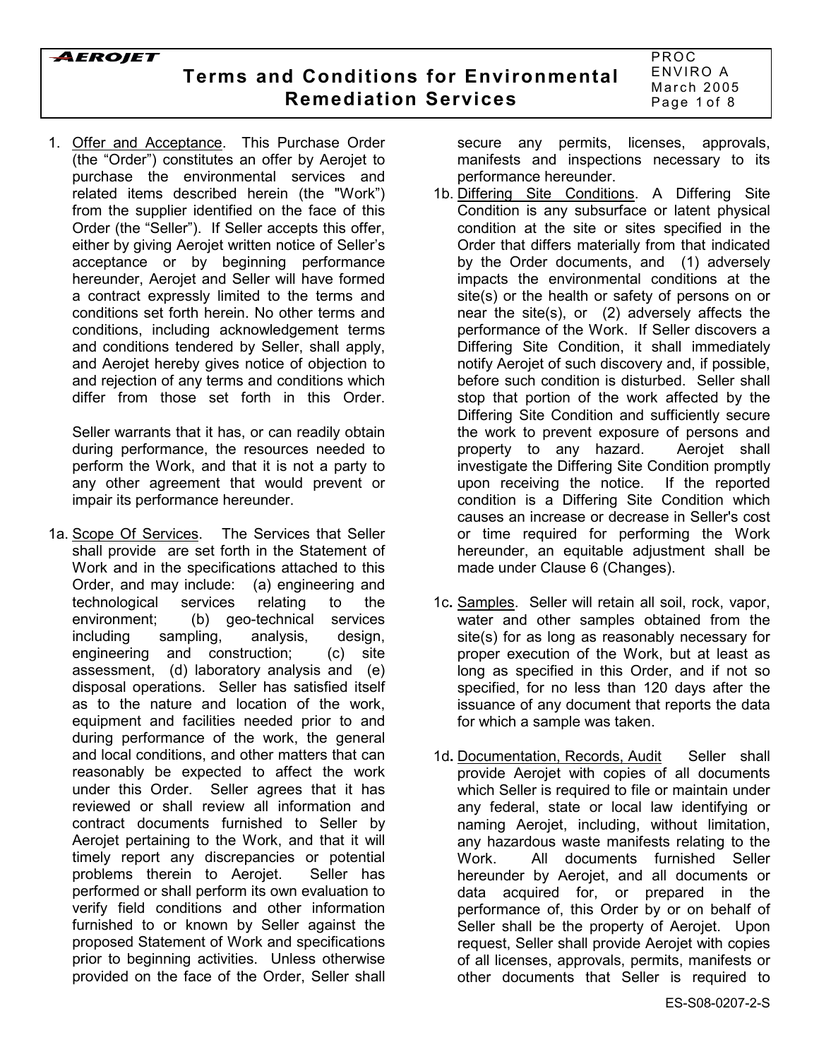# Terms and Conditions for Environmental Remediation Services

1. Offer and Acceptance. This Purchase Order (the "Order") constitutes an offer by Aerojet to purchase the environmental services and related items described herein (the "Work") from the supplier identified on the face of this Order (the "Seller"). If Seller accepts this offer, either by giving Aerojet written notice of Seller's acceptance or by beginning performance hereunder, Aerojet and Seller will have formed a contract expressly limited to the terms and conditions set forth herein. No other terms and conditions, including acknowledgement terms and conditions tendered by Seller, shall apply, and Aerojet hereby gives notice of objection to and rejection of any terms and conditions which differ from those set forth in this Order.

   Seller warrants that it has, or can readily obtain during performance, the resources needed to perform the Work, and that it is not a party to any other agreement that would prevent or impair its performance hereunder.

1a. Scope Of Services. The Services that Seller shall provide are set forth in the Statement of Work and in the specifications attached to this Order, and may include: (a) engineering and technological services relating to the environment; (b) geo-technical services including sampling, analysis, design, engineering and construction; (c) site assessment, (d) laboratory analysis and (e) disposal operations. Seller has satisfied itself as to the nature and location of the work, equipment and facilities needed prior to and during performance of the work, the general and local conditions, and other matters that can reasonably be expected to affect the work under this Order. Seller agrees that it has reviewed or shall review all information and contract documents furnished to Seller by Aerojet pertaining to the Work, and that it will timely report any discrepancies or potential problems therein to Aerojet. Seller has performed or shall perform its own evaluation to verify field conditions and other information furnished to or known by Seller against the proposed Statement of Work and specifications prior to beginning activities. Unless otherwise provided on the face of the Order, Seller shall secure any permits, licenses, approvals, manifests and inspections necessary to its performance hereunder.

1b. Differing Site Conditions. A Differing Site Condition is any subsurface or latent physical condition at the site or sites specified in the Order that differs materially from that indicated by the Order documents, and (1) adversely impacts the environmental conditions at the site(s) or the health or safety of persons on or near the site(s), or (2) adversely affects the performance of the Work. If Seller discovers a Differing Site Condition, it shall immediately notify Aerojet of such discovery and, if possible, before such condition is disturbed. Seller shall stop that portion of the work affected by the Differing Site Condition and sufficiently secure the work to prevent exposure of persons and property to any hazard. Aerojet shall investigate the Differing Site Condition promptly upon receiving the notice. If the reported condition is a Differing Site Condition which causes an increase or decrease in Seller's cost or time required for performing the Work hereunder, an equitable adjustment shall be made under Clause 6 (Changes).

1c. Samples. Seller will retain all soil, rock, vapor, water and other samples obtained from the site(s) for as long as reasonably necessary for proper execution of the Work, but at least as long as specified in this Order, and if not so specified, for no less than 120 days after the issuance of any document that reports the data for which a sample was taken.

1d. Documentation, Records, Audit Seller shall provide Aerojet with copies of all documents which Seller is required to file or maintain under any federal, state or local law identifying or naming Aerojet, including, without limitation, any hazardous waste manifests relating to the Work. All documents furnished Seller hereunder by Aerojet, and all documents or data acquired for, or prepared in the performance of, this Order by or on behalf of Seller shall be the property of Aerojet. Upon request, Seller shall provide Aerojet with copies of all licenses, approvals, permits, manifests or other documents that Seller is required to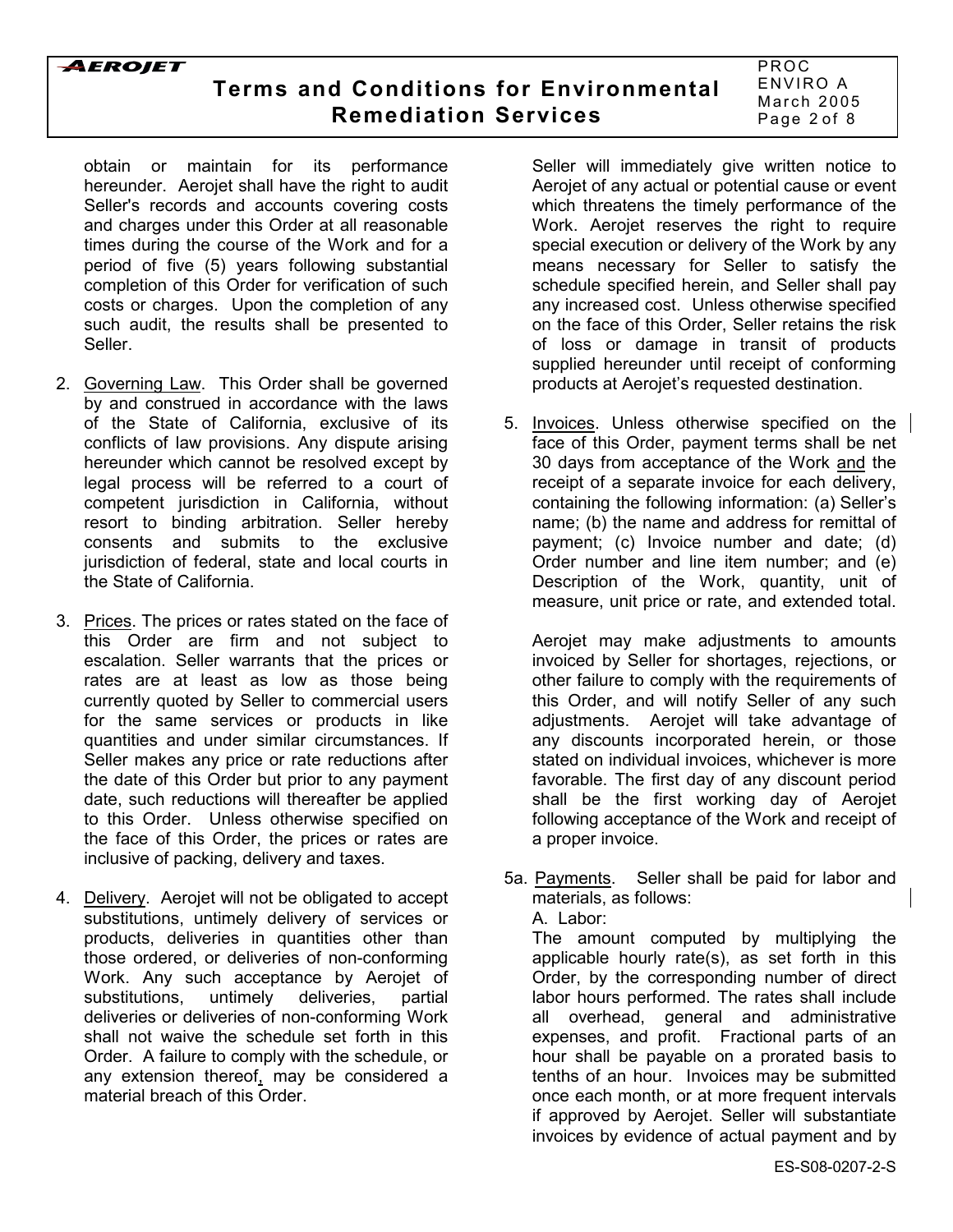obtain or maintain for its performance hereunder. Aerojet shall have the right to audit Seller's records and accounts covering costs and charges under this Order at all reasonable times during the course of the Work and for a period of five (5) years following substantial completion of this Order for verification of such costs or charges. Upon the completion of any such audit, the results shall be presented to Seller.

2. Governing Law. This Order shall be governed by and construed in accordance with the laws of the State of California, exclusive of its conflicts of law provisions. Any dispute arising hereunder which cannot be resolved except by legal process will be referred to a court of competent jurisdiction in California, without resort to binding arbitration. Seller hereby consents and submits to the exclusive jurisdiction of federal, state and local courts in the State of California.

3. Prices. The prices or rates stated on the face of this Order are firm and not subject to escalation. Seller warrants that the prices or rates are at least as low as those being currently quoted by Seller to commercial users for the same services or products in like quantities and under similar circumstances. If Seller makes any price or rate reductions after the date of this Order but prior to any payment date, such reductions will thereafter be applied to this Order. Unless otherwise specified on the face of this Order, the prices or rates are inclusive of packing, delivery and taxes.

4. Delivery. Aerojet will not be obligated to accept substitutions, untimely delivery of services or products, deliveries in quantities other than those ordered, or deliveries of non-conforming Work. Any such acceptance by Aerojet of substitutions, untimely deliveries, partial deliveries or deliveries of non-conforming Work shall not waive the schedule set forth in this Order. A failure to comply with the schedule, or any extension thereof, may be considered a material breach of this Order.

   Seller will immediately give written notice to Aerojet of any actual or potential cause or event which threatens the timely performance of the Work. Aerojet reserves the right to require special execution or delivery of the Work by any means necessary for Seller to satisfy the schedule specified herein, and Seller shall pay any increased cost. Unless otherwise specified on the face of this Order, Seller retains the risk of loss or damage in transit of products supplied hereunder until receipt of conforming products at Aerojet's requested destination.

5. Invoices. Unless otherwise specified on the face of this Order, payment terms shall be net 30 days from acceptance of the Work and the receipt of a separate invoice for each delivery, containing the following information: (a) Seller's name; (b) the name and address for remittal of payment; (c) Invoice number and date; (d) Order number and line item number; and (e) Description of the Work, quantity, unit of measure, unit price or rate, and extended total.

   Aerojet may make adjustments to amounts invoiced by Seller for shortages, rejections, or other failure to comply with the requirements of this Order, and will notify Seller of any such adjustments. Aerojet will take advantage of any discounts incorporated herein, or those stated on individual invoices, whichever is more favorable. The first day of any discount period shall be the first working day of Aerojet following acceptance of the Work and receipt of a proper invoice.

5a. Payments. Seller shall be paid for labor and materials, as follows:

   A. Labor:

   The amount computed by multiplying the applicable hourly rate(s), as set forth in this Order, by the corresponding number of direct labor hours performed. The rates shall include all overhead, general and administrative expenses, and profit. Fractional parts of an hour shall be payable on a prorated basis to tenths of an hour. Invoices may be submitted once each month, or at more frequent intervals if approved by Aerojet. Seller will substantiate invoices by evidence of actual payment and by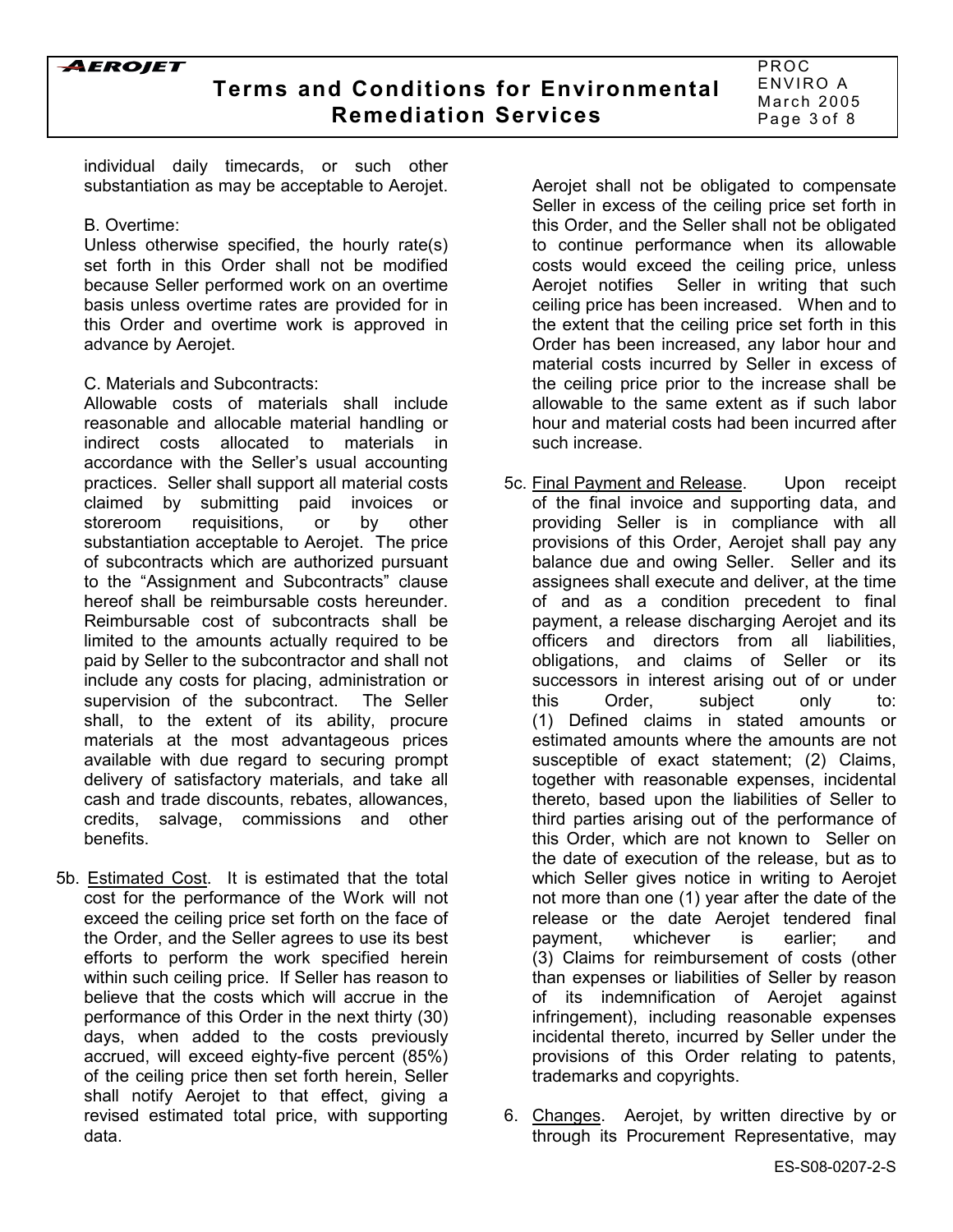individual daily timecards, or such other substantiation as may be acceptable to Aerojet.

B. Overtime:
Unless otherwise specified, the hourly rate(s) set forth in this Order shall not be modified because Seller performed work on an overtime basis unless overtime rates are provided for in this Order and overtime work is approved in advance by Aerojet.

C. Materials and Subcontracts:
Allowable costs of materials shall include reasonable and allocable material handling or indirect costs allocated to materials in accordance with the Seller's usual accounting practices. Seller shall support all material costs claimed by submitting paid invoices or storeroom requisitions, or by other substantiation acceptable to Aerojet. The price of subcontracts which are authorized pursuant to the "Assignment and Subcontracts" clause hereof shall be reimbursable costs hereunder. Reimbursable cost of subcontracts shall be limited to the amounts actually required to be paid by Seller to the subcontractor and shall not include any costs for placing, administration or supervision of the subcontract. The Seller shall, to the extent of its ability, procure materials at the most advantageous prices available with due regard to securing prompt delivery of satisfactory materials, and take all cash and trade discounts, rebates, allowances, credits, salvage, commissions and other benefits.

5b. Estimated Cost. It is estimated that the total cost for the performance of the Work will not exceed the ceiling price set forth on the face of the Order, and the Seller agrees to use its best efforts to perform the work specified herein within such ceiling price. If Seller has reason to believe that the costs which will accrue in the performance of this Order in the next thirty (30) days, when added to the costs previously accrued, will exceed eighty-five percent (85%) of the ceiling price then set forth herein, Seller shall notify Aerojet to that effect, giving a revised estimated total price, with supporting data.

Aerojet shall not be obligated to compensate Seller in excess of the ceiling price set forth in this Order, and the Seller shall not be obligated to continue performance when its allowable costs would exceed the ceiling price, unless Aerojet notifies Seller in writing that such ceiling price has been increased. When and to the extent that the ceiling price set forth in this Order has been increased, any labor hour and material costs incurred by Seller in excess of the ceiling price prior to the increase shall be allowable to the same extent as if such labor hour and material costs had been incurred after such increase.

5c. Final Payment and Release. Upon receipt of the final invoice and supporting data, and providing Seller is in compliance with all provisions of this Order, Aerojet shall pay any balance due and owing Seller. Seller and its assignees shall execute and deliver, at the time of and as a condition precedent to final payment, a release discharging Aerojet and its officers and directors from all liabilities, obligations, and claims of Seller or its successors in interest arising out of or under this Order, subject only to: (1) Defined claims in stated amounts or estimated amounts where the amounts are not susceptible of exact statement; (2) Claims, together with reasonable expenses, incidental thereto, based upon the liabilities of Seller to third parties arising out of the performance of this Order, which are not known to Seller on the date of execution of the release, but as to which Seller gives notice in writing to Aerojet not more than one (1) year after the date of the release or the date Aerojet tendered final payment, whichever is earlier; and (3) Claims for reimbursement of costs (other than expenses or liabilities of Seller by reason of its indemnification of Aerojet against infringement), including reasonable expenses incidental thereto, incurred by Seller under the provisions of this Order relating to patents, trademarks and copyrights.

6. Changes. Aerojet, by written directive by or through its Procurement Representative, may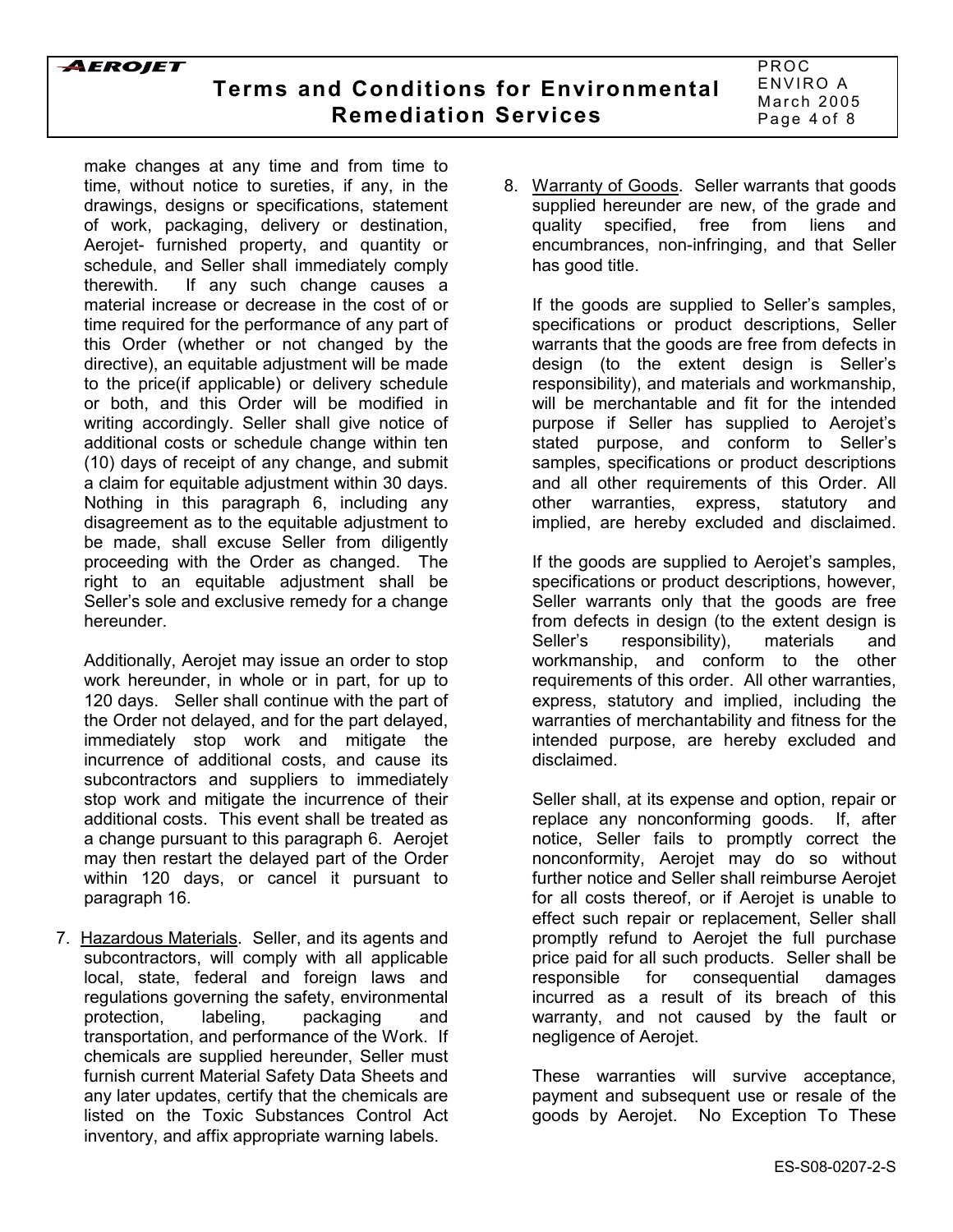make changes at any time and from time to time, without notice to sureties, if any, in the drawings, designs or specifications, statement of work, packaging, delivery or destination, Aerojet- furnished property, and quantity or schedule, and Seller shall immediately comply therewith. If any such change causes a material increase or decrease in the cost of or time required for the performance of any part of this Order (whether or not changed by the directive), an equitable adjustment will be made to the price(if applicable) or delivery schedule or both, and this Order will be modified in writing accordingly. Seller shall give notice of additional costs or schedule change within ten (10) days of receipt of any change, and submit a claim for equitable adjustment within 30 days. Nothing in this paragraph 6, including any disagreement as to the equitable adjustment to be made, shall excuse Seller from diligently proceeding with the Order as changed. The right to an equitable adjustment shall be Seller's sole and exclusive remedy for a change hereunder.

Additionally, Aerojet may issue an order to stop work hereunder, in whole or in part, for up to 120 days. Seller shall continue with the part of the Order not delayed, and for the part delayed, immediately stop work and mitigate the incurrence of additional costs, and cause its subcontractors and suppliers to immediately stop work and mitigate the incurrence of their additional costs. This event shall be treated as a change pursuant to this paragraph 6. Aerojet may then restart the delayed part of the Order within 120 days, or cancel it pursuant to paragraph 16.

7. Hazardous Materials. Seller, and its agents and subcontractors, will comply with all applicable local, state, federal and foreign laws and regulations governing the safety, environmental protection, labeling, packaging and transportation, and performance of the Work. If chemicals are supplied hereunder, Seller must furnish current Material Safety Data Sheets and any later updates, certify that the chemicals are listed on the Toxic Substances Control Act inventory, and affix appropriate warning labels.

8. Warranty of Goods. Seller warrants that goods supplied hereunder are new, of the grade and quality specified, free from liens and encumbrances, non-infringing, and that Seller has good title.

   If the goods are supplied to Seller's samples, specifications or product descriptions, Seller warrants that the goods are free from defects in design (to the extent design is Seller's responsibility), and materials and workmanship, will be merchantable and fit for the intended purpose if Seller has supplied to Aerojet's stated purpose, and conform to Seller's samples, specifications or product descriptions and all other requirements of this Order. All other warranties, express, statutory and implied, are hereby excluded and disclaimed.

   If the goods are supplied to Aerojet's samples, specifications or product descriptions, however, Seller warrants only that the goods are free from defects in design (to the extent design is Seller's responsibility), materials and workmanship, and conform to the other requirements of this order. All other warranties, express, statutory and implied, including the warranties of merchantability and fitness for the intended purpose, are hereby excluded and disclaimed.

   Seller shall, at its expense and option, repair or replace any nonconforming goods. If, after notice, Seller fails to promptly correct the nonconformity, Aerojet may do so without further notice and Seller shall reimburse Aerojet for all costs thereof, or if Aerojet is unable to effect such repair or replacement, Seller shall promptly refund to Aerojet the full purchase price paid for all such products. Seller shall be responsible for consequential damages incurred as a result of its breach of this warranty, and not caused by the fault or negligence of Aerojet.

   These warranties will survive acceptance, payment and subsequent use or resale of the goods by Aerojet. No Exception To These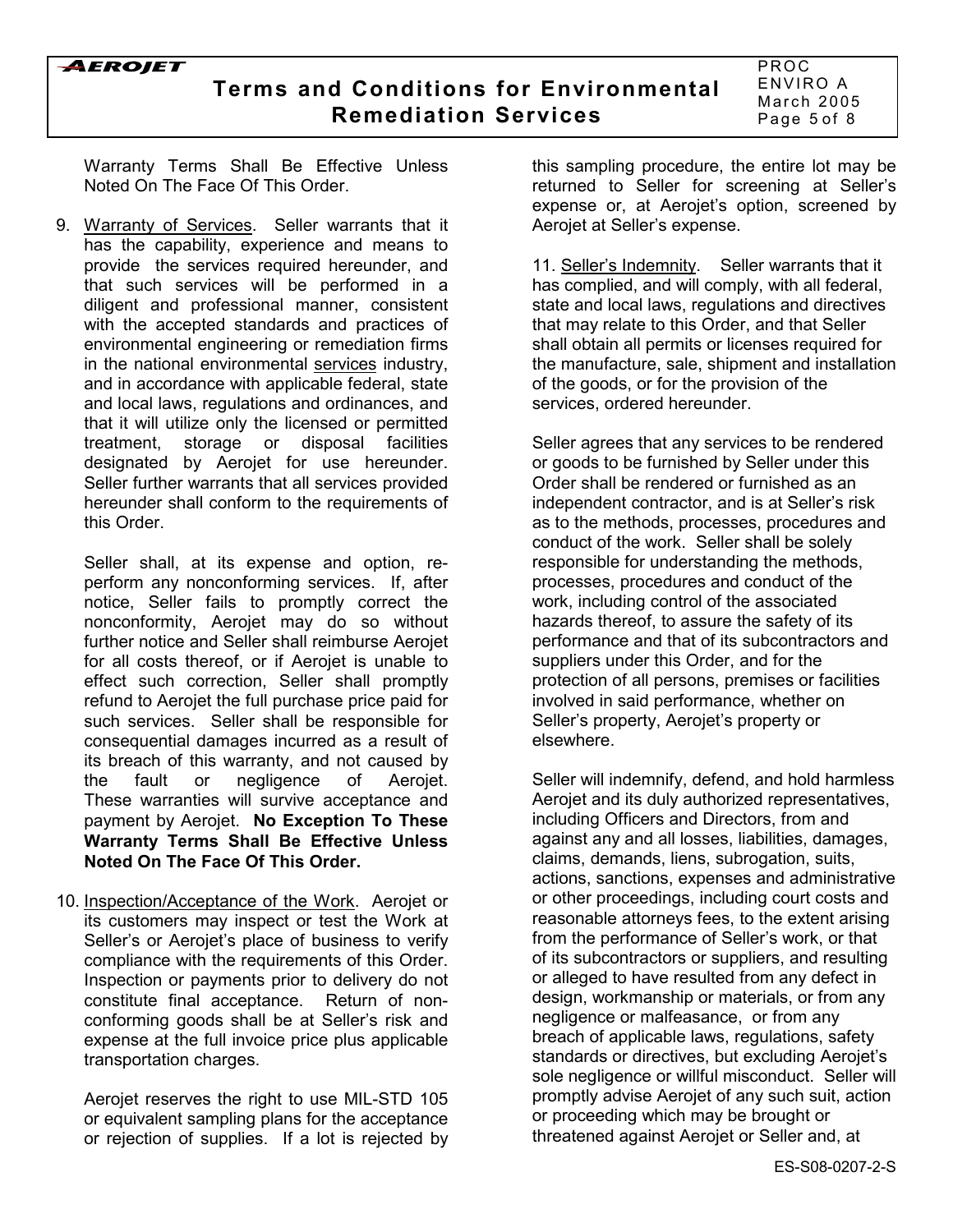Warranty Terms Shall Be Effective Unless Noted On The Face Of This Order.

9. Warranty of Services. Seller warrants that it has the capability, experience and means to provide the services required hereunder, and that such services will be performed in a diligent and professional manner, consistent with the accepted standards and practices of environmental engineering or remediation firms in the national environmental services industry, and in accordance with applicable federal, state and local laws, regulations and ordinances, and that it will utilize only the licensed or permitted treatment, storage or disposal facilities designated by Aerojet for use hereunder. Seller further warrants that all services provided hereunder shall conform to the requirements of this Order.

   Seller shall, at its expense and option, re-perform any nonconforming services. If, after notice, Seller fails to promptly correct the nonconformity, Aerojet may do so without further notice and Seller shall reimburse Aerojet for all costs thereof, or if Aerojet is unable to effect such correction, Seller shall promptly refund to Aerojet the full purchase price paid for such services. Seller shall be responsible for consequential damages incurred as a result of its breach of this warranty, and not caused by the fault or negligence of Aerojet. These warranties will survive acceptance and payment by Aerojet. **No Exception To These Warranty Terms Shall Be Effective Unless Noted On The Face Of This Order.**

10. Inspection/Acceptance of the Work. Aerojet or its customers may inspect or test the Work at Seller's or Aerojet's place of business to verify compliance with the requirements of this Order. Inspection or payments prior to delivery do not constitute final acceptance. Return of non-conforming goods shall be at Seller's risk and expense at the full invoice price plus applicable transportation charges.

    Aerojet reserves the right to use MIL-STD 105 or equivalent sampling plans for the acceptance or rejection of supplies. If a lot is rejected by this sampling procedure, the entire lot may be returned to Seller for screening at Seller's expense or, at Aerojet's option, screened by Aerojet at Seller's expense.

11. Seller's Indemnity. Seller warrants that it has complied, and will comply, with all federal, state and local laws, regulations and directives that may relate to this Order, and that Seller shall obtain all permits or licenses required for the manufacture, sale, shipment and installation of the goods, or for the provision of the services, ordered hereunder.

    Seller agrees that any services to be rendered or goods to be furnished by Seller under this Order shall be rendered or furnished as an independent contractor, and is at Seller's risk as to the methods, processes, procedures and conduct of the work. Seller shall be solely responsible for understanding the methods, processes, procedures and conduct of the work, including control of the associated hazards thereof, to assure the safety of its performance and that of its subcontractors and suppliers under this Order, and for the protection of all persons, premises or facilities involved in said performance, whether on Seller's property, Aerojet's property or elsewhere.

    Seller will indemnify, defend, and hold harmless Aerojet and its duly authorized representatives, including Officers and Directors, from and against any and all losses, liabilities, damages, claims, demands, liens, subrogation, suits, actions, sanctions, expenses and administrative or other proceedings, including court costs and reasonable attorneys fees, to the extent arising from the performance of Seller's work, or that of its subcontractors or suppliers, and resulting or alleged to have resulted from any defect in design, workmanship or materials, or from any negligence or malfeasance, or from any breach of applicable laws, regulations, safety standards or directives, but excluding Aerojet's sole negligence or willful misconduct. Seller will promptly advise Aerojet of any such suit, action or proceeding which may be brought or threatened against Aerojet or Seller and, at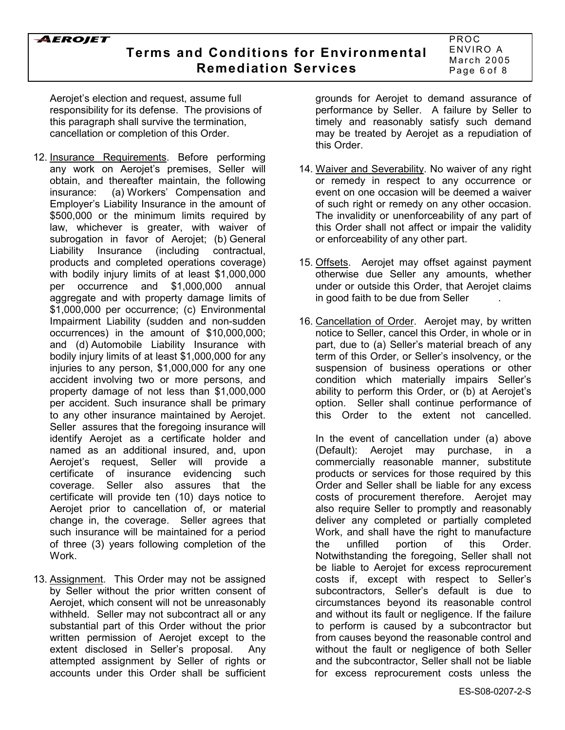Aerojet's election and request, assume full responsibility for its defense. The provisions of this paragraph shall survive the termination, cancellation or completion of this Order.

12. Insurance Requirements. Before performing any work on Aerojet's premises, Seller will obtain, and thereafter maintain, the following insurance: (a) Workers' Compensation and Employer's Liability Insurance in the amount of $500,000 or the minimum limits required by law, whichever is greater, with waiver of subrogation in favor of Aerojet; (b) General Liability Insurance (including contractual, products and completed operations coverage) with bodily injury limits of at least $1,000,000 per occurrence and $1,000,000 annual aggregate and with property damage limits of $1,000,000 per occurrence; (c) Environmental Impairment Liability (sudden and non-sudden occurrences) in the amount of $10,000,000; and (d) Automobile Liability Insurance with bodily injury limits of at least $1,000,000 for any injuries to any person, $1,000,000 for any one accident involving two or more persons, and property damage of not less than $1,000,000 per accident. Such insurance shall be primary to any other insurance maintained by Aerojet. Seller assures that the foregoing insurance will identify Aerojet as a certificate holder and named as an additional insured, and, upon Aerojet's request, Seller will provide a certificate of insurance evidencing such coverage. Seller also assures that the certificate will provide ten (10) days notice to Aerojet prior to cancellation of, or material change in, the coverage. Seller agrees that such insurance will be maintained for a period of three (3) years following completion of the Work.

13. Assignment. This Order may not be assigned by Seller without the prior written consent of Aerojet, which consent will not be unreasonably withheld. Seller may not subcontract all or any substantial part of this Order without the prior written permission of Aerojet except to the extent disclosed in Seller's proposal. Any attempted assignment by Seller of rights or accounts under this Order shall be sufficient grounds for Aerojet to demand assurance of performance by Seller. A failure by Seller to timely and reasonably satisfy such demand may be treated by Aerojet as a repudiation of this Order.

14. Waiver and Severability. No waiver of any right or remedy in respect to any occurrence or event on one occasion will be deemed a waiver of such right or remedy on any other occasion. The invalidity or unenforceability of any part of this Order shall not affect or impair the validity or enforceability of any other part.

15. Offsets. Aerojet may offset against payment otherwise due Seller any amounts, whether under or outside this Order, that Aerojet claims in good faith to be due from Seller .

16. Cancellation of Order. Aerojet may, by written notice to Seller, cancel this Order, in whole or in part, due to (a) Seller's material breach of any term of this Order, or Seller's insolvency, or the suspension of business operations or other condition which materially impairs Seller's ability to perform this Order, or (b) at Aerojet's option. Seller shall continue performance of this Order to the extent not cancelled.

    In the event of cancellation under (a) above (Default): Aerojet may purchase, in a commercially reasonable manner, substitute products or services for those required by this Order and Seller shall be liable for any excess costs of procurement therefore. Aerojet may also require Seller to promptly and reasonably deliver any completed or partially completed Work, and shall have the right to manufacture the unfilled portion of this Order. Notwithstanding the foregoing, Seller shall not be liable to Aerojet for excess reprocurement costs if, except with respect to Seller's subcontractors, Seller's default is due to circumstances beyond its reasonable control and without its fault or negligence. If the failure to perform is caused by a subcontractor but from causes beyond the reasonable control and without the fault or negligence of both Seller and the subcontractor, Seller shall not be liable for excess reprocurement costs unless the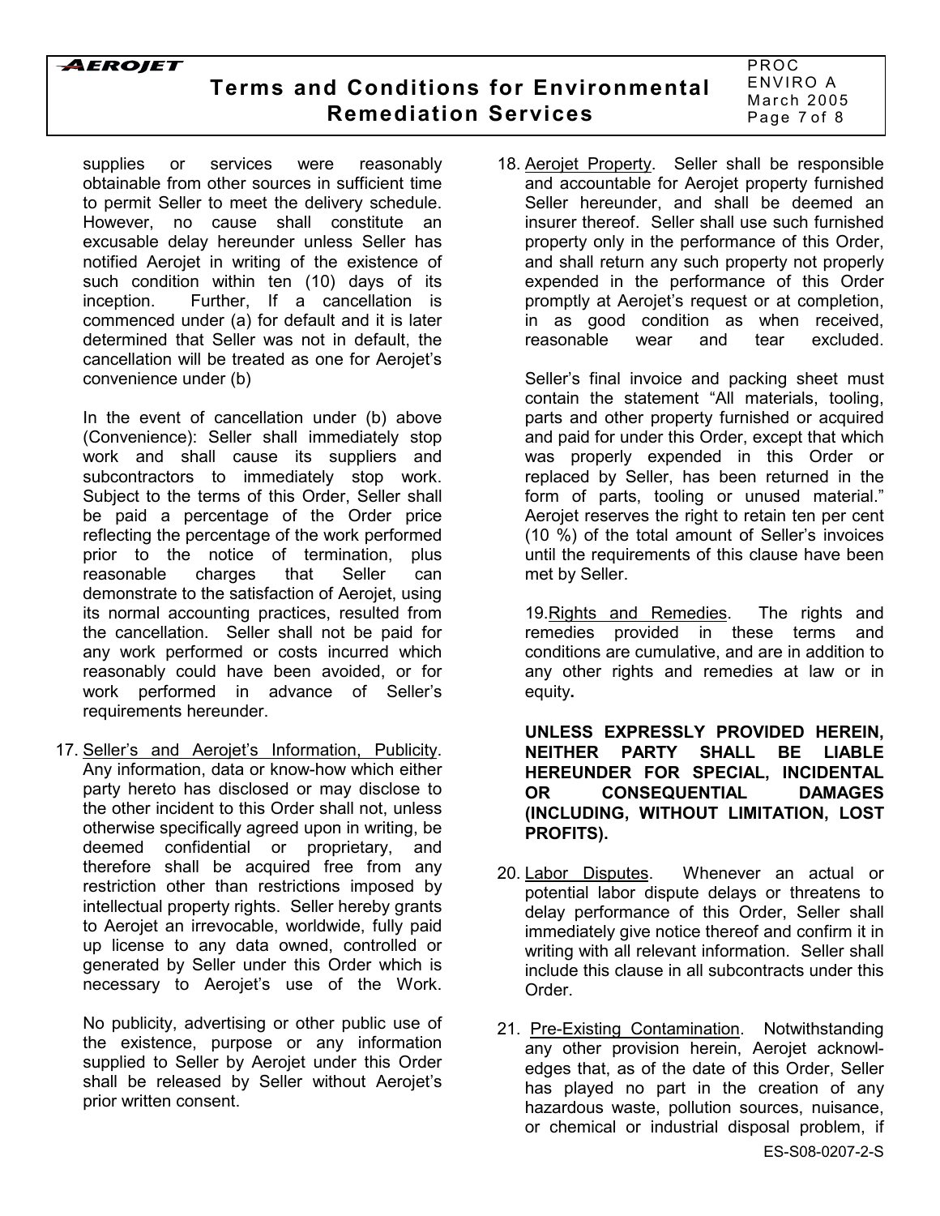supplies or services were reasonably obtainable from other sources in sufficient time to permit Seller to meet the delivery schedule. However, no cause shall constitute an excusable delay hereunder unless Seller has notified Aerojet in writing of the existence of such condition within ten (10) days of its inception. Further, If a cancellation is commenced under (a) for default and it is later determined that Seller was not in default, the cancellation will be treated as one for Aerojet's convenience under (b)

In the event of cancellation under (b) above (Convenience): Seller shall immediately stop work and shall cause its suppliers and subcontractors to immediately stop work. Subject to the terms of this Order, Seller shall be paid a percentage of the Order price reflecting the percentage of the work performed prior to the notice of termination, plus reasonable charges that Seller can demonstrate to the satisfaction of Aerojet, using its normal accounting practices, resulted from the cancellation. Seller shall not be paid for any work performed or costs incurred which reasonably could have been avoided, or for work performed in advance of Seller's requirements hereunder.

17. Seller's and Aerojet's Information, Publicity. Any information, data or know-how which either party hereto has disclosed or may disclose to the other incident to this Order shall not, unless otherwise specifically agreed upon in writing, be deemed confidential or proprietary, and therefore shall be acquired free from any restriction other than restrictions imposed by intellectual property rights. Seller hereby grants to Aerojet an irrevocable, worldwide, fully paid up license to any data owned, controlled or generated by Seller under this Order which is necessary to Aerojet's use of the Work.

    No publicity, advertising or other public use of the existence, purpose or any information supplied to Seller by Aerojet under this Order shall be released by Seller without Aerojet's prior written consent.

18. Aerojet Property. Seller shall be responsible and accountable for Aerojet property furnished Seller hereunder, and shall be deemed an insurer thereof. Seller shall use such furnished property only in the performance of this Order, and shall return any such property not properly expended in the performance of this Order promptly at Aerojet's request or at completion, in as good condition as when received, reasonable wear and tear excluded.

    Seller's final invoice and packing sheet must contain the statement "All materials, tooling, parts and other property furnished or acquired and paid for under this Order, except that which was properly expended in this Order or replaced by Seller, has been returned in the form of parts, tooling or unused material." Aerojet reserves the right to retain ten per cent (10 %) of the total amount of Seller's invoices until the requirements of this clause have been met by Seller.

19. Rights and Remedies. The rights and remedies provided in these terms and conditions are cumulative, and are in addition to any other rights and remedies at law or in equity**.**

    **UNLESS EXPRESSLY PROVIDED HEREIN, NEITHER PARTY SHALL BE LIABLE HEREUNDER FOR SPECIAL, INCIDENTAL OR CONSEQUENTIAL DAMAGES (INCLUDING, WITHOUT LIMITATION, LOST PROFITS).**

20. Labor Disputes. Whenever an actual or potential labor dispute delays or threatens to delay performance of this Order, Seller shall immediately give notice thereof and confirm it in writing with all relevant information. Seller shall include this clause in all subcontracts under this Order.

21. Pre-Existing Contamination. Notwithstanding any other provision herein, Aerojet acknowledges that, as of the date of this Order, Seller has played no part in the creation of any hazardous waste, pollution sources, nuisance, or chemical or industrial disposal problem, if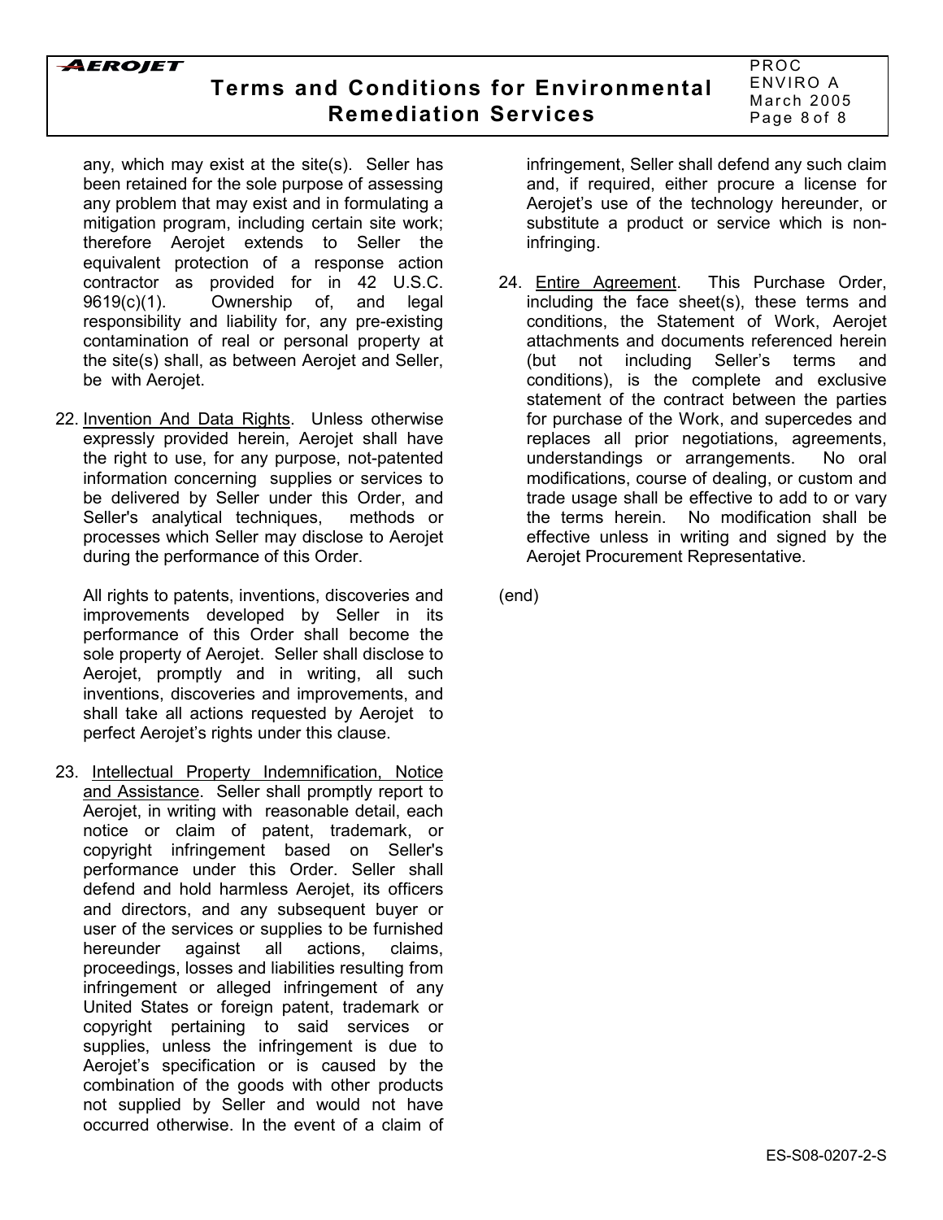any, which may exist at the site(s). Seller has been retained for the sole purpose of assessing any problem that may exist and in formulating a mitigation program, including certain site work; therefore Aerojet extends to Seller the equivalent protection of a response action contractor as provided for in 42 U.S.C. 9619(c)(1). Ownership of, and legal responsibility and liability for, any pre-existing contamination of real or personal property at the site(s) shall, as between Aerojet and Seller, be with Aerojet.

22. Invention And Data Rights. Unless otherwise expressly provided herein, Aerojet shall have the right to use, for any purpose, not-patented information concerning supplies or services to be delivered by Seller under this Order, and Seller's analytical techniques, methods or processes which Seller may disclose to Aerojet during the performance of this Order.

    All rights to patents, inventions, discoveries and improvements developed by Seller in its performance of this Order shall become the sole property of Aerojet. Seller shall disclose to Aerojet, promptly and in writing, all such inventions, discoveries and improvements, and shall take all actions requested by Aerojet to perfect Aerojet's rights under this clause.

23. Intellectual Property Indemnification, Notice and Assistance. Seller shall promptly report to Aerojet, in writing with reasonable detail, each notice or claim of patent, trademark, or copyright infringement based on Seller's performance under this Order. Seller shall defend and hold harmless Aerojet, its officers and directors, and any subsequent buyer or user of the services or supplies to be furnished hereunder against all actions, claims, proceedings, losses and liabilities resulting from infringement or alleged infringement of any United States or foreign patent, trademark or copyright pertaining to said services or supplies, unless the infringement is due to Aerojet's specification or is caused by the combination of the goods with other products not supplied by Seller and would not have occurred otherwise. In the event of a claim of infringement, Seller shall defend any such claim and, if required, either procure a license for Aerojet's use of the technology hereunder, or substitute a product or service which is non-infringing.

24. Entire Agreement. This Purchase Order, including the face sheet(s), these terms and conditions, the Statement of Work, Aerojet attachments and documents referenced herein (but not including Seller's terms and conditions), is the complete and exclusive statement of the contract between the parties for purchase of the Work, and supercedes and replaces all prior negotiations, agreements, understandings or arrangements. No oral modifications, course of dealing, or custom and trade usage shall be effective to add to or vary the terms herein. No modification shall be effective unless in writing and signed by the Aerojet Procurement Representative.

(end)